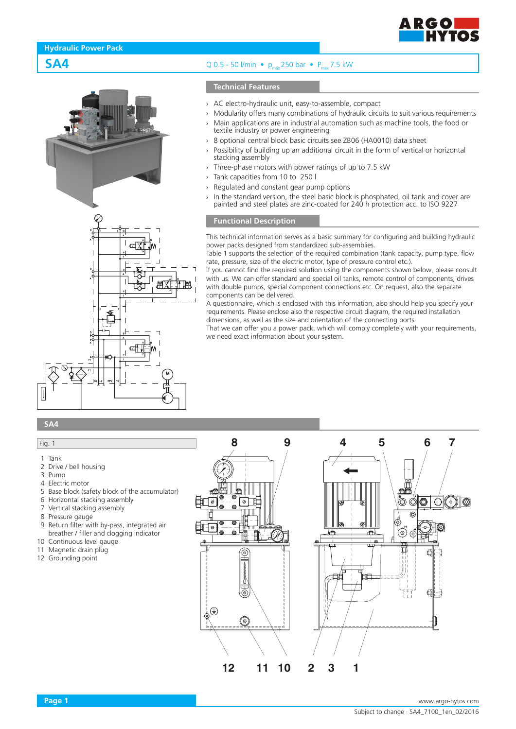Hydraulic Power Pack

# SA4

Q 0.5 - 50 l/min • $p_{max}$ 250 bar • $P_{max}$ 7.5 kW

## Technical Features

- AC electro-hydraulic unit, easy-to-assemble, compact
- Modularity offers many combinations of hydraulic circuits to suit various requirements
- Main applications are in industrial automation such as machine tools, the food or textile industry or power engineering
- 8 optional central block basic circuits see ZB06 (HA0010) data sheet
- Possibility of building up an additional circuit in the form of vertical or horizontal stacking assembly
- Three-phase motors with power ratings of up to 7.5 kW
- Tank capacities from 10 to 250 l
- Regulated and constant gear pump options
- In the standard version, the steel basic block is phosphated, oil tank and cover are painted and steel plates are zinc-coated for 240 h protection acc. to ISO 9227

## Functional Description

This technical information serves as a basic summary for configuring and building hydraulic power packs designed from standardized sub-assemblies.
Table 1 supports the selection of the required combination (tank capacity, pump type, flow rate, pressure, size of the electric motor, type of pressure control etc.).
If you cannot find the required solution using the components shown below, please consult with us. We can offer standard and special oil tanks, remote control of components, drives with double pumps, special component connections etc. On request, also the separate components can be delivered.
A questionnaire, which is enclosed with this information, also should help you specify your requirements. Please enclose also the respective circuit diagram, the required installation dimensions, as well as the size and orientation of the connecting ports.
That we can offer you a power pack, which will comply completely with your requirements, we need exact information about your system.

## SA4

Fig. 1

1. Tank
2. Drive / bell housing
3. Pump
4. Electric motor
5. Base block (safety block of the accumulator)
6. Horizontal stacking assembly
7. Vertical stacking assembly
8. Pressure gauge
9. Return filter with by-pass, integrated air breather / filler and clogging indicator
10. Continuous level gauge
11. Magnetic drain plug
12. Grounding point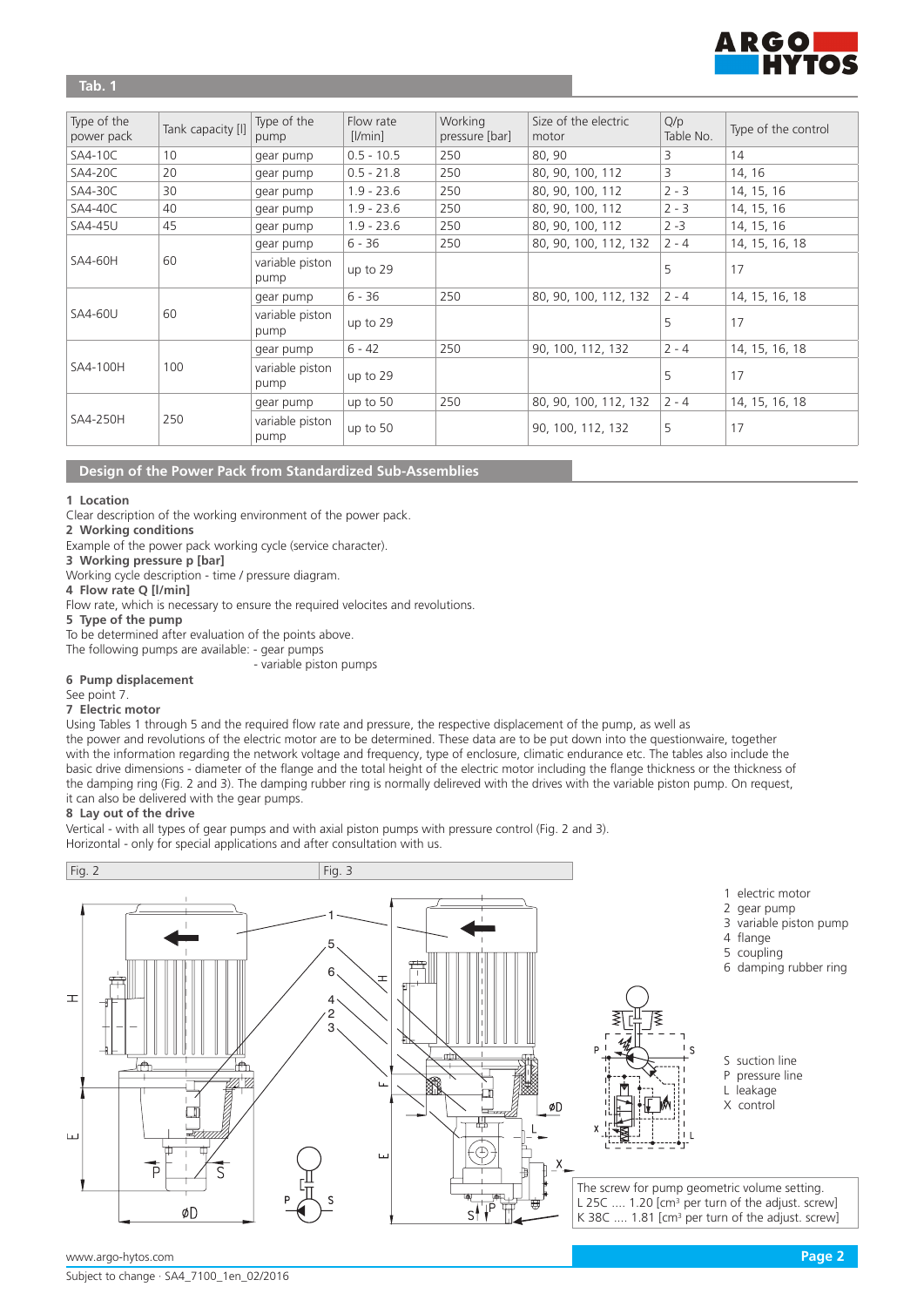## Tab. 1

| Type of the power pack | Tank capacity [l] | Type of the pump | Flow rate [l/min] | Working pressure [bar] | Size of the electric motor | Q/p Table No. | Type of the control |
|---|---|---|---|---|---|---|---|
| SA4-10C | 10 | gear pump | 0.5 - 10.5 | 250 | 80, 90 | 3 | 14 |
| SA4-20C | 20 | gear pump | 0.5 - 21.8 | 250 | 80, 90, 100, 112 | 3 | 14, 16 |
| SA4-30C | 30 | gear pump | 1.9 - 23.6 | 250 | 80, 90, 100, 112 | 2 - 3 | 14, 15, 16 |
| SA4-40C | 40 | gear pump | 1.9 - 23.6 | 250 | 80, 90, 100, 112 | 2 - 3 | 14, 15, 16 |
| SA4-45U | 45 | gear pump | 1.9 - 23.6 | 250 | 80, 90, 100, 112 | 2 -3 | 14, 15, 16 |
| SA4-60H | 60 | gear pump | 6 - 36 | 250 | 80, 90, 100, 112, 132 | 2 - 4 | 14, 15, 16, 18 |
| | | variable piston pump | up to 29 | | | 5 | 17 |
| SA4-60U | 60 | gear pump | 6 - 36 | 250 | 80, 90, 100, 112, 132 | 2 - 4 | 14, 15, 16, 18 |
| | | variable piston pump | up to 29 | | | 5 | 17 |
| SA4-100H | 100 | gear pump | 6 - 42 | 250 | 90, 100, 112, 132 | 2 - 4 | 14, 15, 16, 18 |
| | | variable piston pump | up to 29 | | | 5 | 17 |
| SA4-250H | 250 | gear pump | up to 50 | 250 | 80, 90, 100, 112, 132 | 2 - 4 | 14, 15, 16, 18 |
| | | variable piston pump | up to 50 | | 90, 100, 112, 132 | 5 | 17 |

## Design of the Power Pack from Standardized Sub-Assemblies

**1 Location**
Clear description of the working environment of the power pack.

**2 Working conditions**
Example of the power pack working cycle (service character).

**3 Working pressure p [bar]**
Working cycle description - time / pressure diagram.

**4 Flow rate Q [l/min]**
Flow rate, which is necessary to ensure the required velocites and revolutions.

**5 Type of the pump**
To be determined after evaluation of the points above.
The following pumps are available: - gear pumps
- variable piston pumps

**6 Pump displacement**
See point 7.

**7 Electric motor**
Using Tables 1 through 5 and the required flow rate and pressure, the respective displacement of the pump, as well as the power and revolutions of the electric motor are to be determined. These data are to be put down into the questionwaire, together with the information regarding the network voltage and frequency, type of enclosure, climatic endurance etc. The tables also include the basic drive dimensions - diameter of the flange and the total height of the electric motor including the flange thickness or the thickness of the damping ring (Fig. 2 and 3). The damping rubber ring is normally delireved with the drives with the variable piston pump. On request, it can also be delivered with the gear pumps.

**8 Lay out of the drive**
Vertical - with all types of gear pumps and with axial piston pumps with pressure control (Fig. 2 and 3).
Horizontal - only for special applications and after consultation with us.

Fig. 2 | Fig. 3

1 electric motor
2 gear pump
3 variable piston pump
4 flange
5 coupling
6 damping rubber ring

S suction line
P pressure line
L leakage
X control

The screw for pump geometric volume setting.
L 25C .... 1.20 [cm³ per turn of the adjust. screw]
K 38C .... 1.81 [cm³ per turn of the adjust. screw]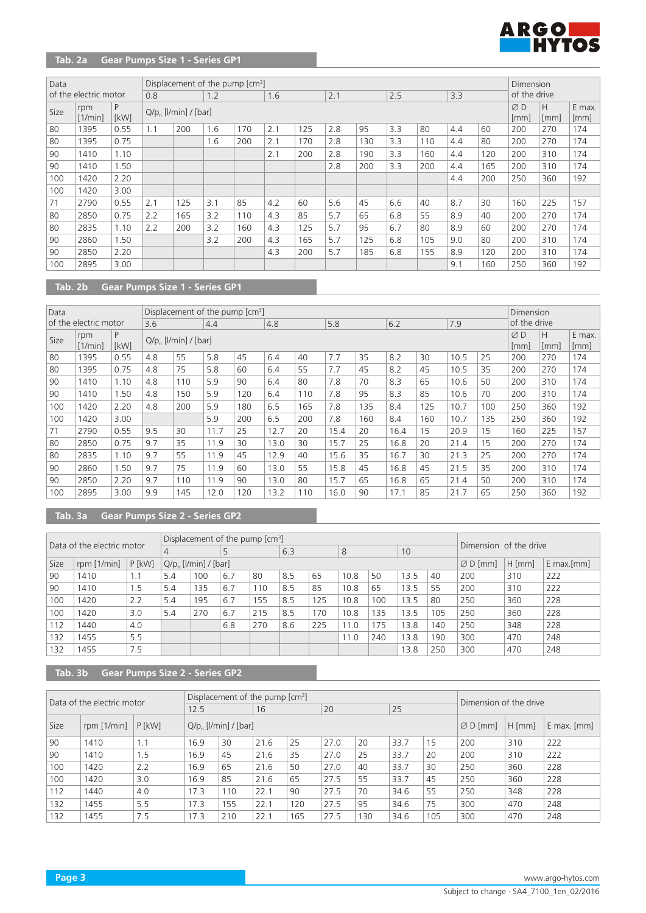## Tab. 2a Gear Pumps Size 1 - Series GP1

| Data of the electric motor | | | Displacement of the pump [cm³] | | | | | | | | | | | | Dimension of the drive | | |
|---|---|---|---|---|---|---|---|---|---|---|---|---|---|---|---|---|---|
| | | | 0.8 | | 1.2 | | 1.6 | | 2.1 | | 2.5 | | 3.3 | | | | |
| Size | rpm [1/min] | P [kW] | $Q/p_n$ [l/min] / [bar] | | | | | | | | | | | | ∅ D [mm] | H [mm] | E max. [mm] |
| 80 | 1395 | 0.55 | 1.1 | 200 | 1.6 | 170 | 2.1 | 125 | 2.8 | 95 | 3.3 | 80 | 4.4 | 60 | 200 | 270 | 174 |
| 80 | 1395 | 0.75 | | | 1.6 | 200 | 2.1 | 170 | 2.8 | 130 | 3.3 | 110 | 4.4 | 80 | 200 | 270 | 174 |
| 90 | 1410 | 1.10 | | | | | 2.1 | 200 | 2.8 | 190 | 3.3 | 160 | 4.4 | 120 | 200 | 310 | 174 |
| 90 | 1410 | 1.50 | | | | | | | 2.8 | 200 | 3.3 | 200 | 4.4 | 165 | 200 | 310 | 174 |
| 100 | 1420 | 2.20 | | | | | | | | | | | 4.4 | 200 | 250 | 360 | 192 |
| 100 | 1420 | 3.00 | | | | | | | | | | | | | | | |
| 71 | 2790 | 0.55 | 2.1 | 125 | 3.1 | 85 | 4.2 | 60 | 5.6 | 45 | 6.6 | 40 | 8.7 | 30 | 160 | 225 | 157 |
| 80 | 2850 | 0.75 | 2.2 | 165 | 3.2 | 110 | 4.3 | 85 | 5.7 | 65 | 6.8 | 55 | 8.9 | 40 | 200 | 270 | 174 |
| 80 | 2835 | 1.10 | 2.2 | 200 | 3.2 | 160 | 4.3 | 125 | 5.7 | 95 | 6.7 | 80 | 8.9 | 60 | 200 | 270 | 174 |
| 90 | 2860 | 1.50 | | | 3.2 | 200 | 4.3 | 165 | 5.7 | 125 | 6.8 | 105 | 9.0 | 80 | 200 | 310 | 174 |
| 90 | 2850 | 2.20 | | | | | 4.3 | 200 | 5.7 | 185 | 6.8 | 155 | 8.9 | 120 | 200 | 310 | 174 |
| 100 | 2895 | 3.00 | | | | | | | | | | | 9.1 | 160 | 250 | 360 | 192 |

## Tab. 2b Gear Pumps Size 1 - Series GP1

| Data of the electric motor | | | Displacement of the pump [cm³] | | | | | | | | | | | | Dimension of the drive | | |
|---|---|---|---|---|---|---|---|---|---|---|---|---|---|---|---|---|---|
| | | | 3.6 | | 4.4 | | 4.8 | | 5.8 | | 6.2 | | 7.9 | | | | |
| Size | rpm [1/min] | P [kW] | $Q/p_n$ [l/min] / [bar] | | | | | | | | | | | | ∅ D [mm] | H [mm] | E max. [mm] |
| 80 | 1395 | 0.55 | 4.8 | 55 | 5.8 | 45 | 6.4 | 40 | 7.7 | 35 | 8.2 | 30 | 10.5 | 25 | 200 | 270 | 174 |
| 80 | 1395 | 0.75 | 4.8 | 75 | 5.8 | 60 | 6.4 | 55 | 7.7 | 45 | 8.2 | 45 | 10.5 | 35 | 200 | 270 | 174 |
| 90 | 1410 | 1.10 | 4.8 | 110 | 5.9 | 90 | 6.4 | 80 | 7.8 | 70 | 8.3 | 65 | 10.6 | 50 | 200 | 310 | 174 |
| 90 | 1410 | 1.50 | 4.8 | 150 | 5.9 | 120 | 6.4 | 110 | 7.8 | 95 | 8.3 | 85 | 10.6 | 70 | 200 | 310 | 174 |
| 100 | 1420 | 2.20 | 4.8 | 200 | 5.9 | 180 | 6.5 | 165 | 7.8 | 135 | 8.4 | 125 | 10.7 | 100 | 250 | 360 | 192 |
| 100 | 1420 | 3.00 | | | 5.9 | 200 | 6.5 | 200 | 7.8 | 160 | 8.4 | 160 | 10.7 | 135 | 250 | 360 | 192 |
| 71 | 2790 | 0.55 | 9.5 | 30 | 11.7 | 25 | 12.7 | 20 | 15.4 | 20 | 16.4 | 15 | 20.9 | 15 | 160 | 225 | 157 |
| 80 | 2850 | 0.75 | 9.7 | 35 | 11.9 | 30 | 13.0 | 30 | 15.7 | 25 | 16.8 | 20 | 21.4 | 15 | 200 | 270 | 174 |
| 80 | 2835 | 1.10 | 9.7 | 55 | 11.9 | 45 | 12.9 | 40 | 15.6 | 35 | 16.7 | 30 | 21.3 | 25 | 200 | 270 | 174 |
| 90 | 2860 | 1.50 | 9.7 | 75 | 11.9 | 60 | 13.0 | 55 | 15.8 | 45 | 16.8 | 45 | 21.5 | 35 | 200 | 310 | 174 |
| 90 | 2850 | 2.20 | 9.7 | 110 | 11.9 | 90 | 13.0 | 80 | 15.7 | 65 | 16.8 | 65 | 21.4 | 50 | 200 | 310 | 174 |
| 100 | 2895 | 3.00 | 9.9 | 145 | 12.0 | 120 | 13.2 | 110 | 16.0 | 90 | 17.1 | 85 | 21.7 | 65 | 250 | 360 | 192 |

## Tab. 3a Gear Pumps Size 2 - Series GP2

| Data of the electric motor | | | Displacement of the pump [cm³] | | | | | | | | | | Dimension of the drive | | |
|---|---|---|---|---|---|---|---|---|---|---|---|---|---|---|---|
| | | | 4 | | 5 | | 6.3 | | 8 | | 10 | | | | |
| Size | rpm [1/min] | P [kW] | $Q/p_n$ [l/min] / [bar] | | | | | | | | | | ∅ D [mm] | H [mm] | E max.[mm] |
| 90 | 1410 | 1.1 | 5.4 | 100 | 6.7 | 80 | 8.5 | 65 | 10.8 | 50 | 13.5 | 40 | 200 | 310 | 222 |
| 90 | 1410 | 1.5 | 5.4 | 135 | 6.7 | 110 | 8.5 | 85 | 10.8 | 65 | 13.5 | 55 | 200 | 310 | 222 |
| 100 | 1420 | 2.2 | 5.4 | 195 | 6.7 | 155 | 8.5 | 125 | 10.8 | 100 | 13.5 | 80 | 250 | 360 | 228 |
| 100 | 1420 | 3.0 | 5.4 | 270 | 6.7 | 215 | 8.5 | 170 | 10.8 | 135 | 13.5 | 105 | 250 | 360 | 228 |
| 112 | 1440 | 4.0 | | | 6.8 | 270 | 8.6 | 225 | 11.0 | 175 | 13.8 | 140 | 250 | 348 | 228 |
| 132 | 1455 | 5.5 | | | | | | | 11.0 | 240 | 13.8 | 190 | 300 | 470 | 248 |
| 132 | 1455 | 7.5 | | | | | | | | | 13.8 | 250 | 300 | 470 | 248 |

## Tab. 3b Gear Pumps Size 2 - Series GP2

| Data of the electric motor | | | Displacement of the pump [cm³] | | | | | | | | Dimension of the drive | | |
|---|---|---|---|---|---|---|---|---|---|---|---|---|---|
| | | | 12.5 | | 16 | | 20 | | 25 | | | | |
| Size | rpm [1/min] | P [kW] | $Q/p_n$ [l/min] / [bar] | | | | | | | | ∅ D [mm] | H [mm] | E max. [mm] |
| 90 | 1410 | 1.1 | 16.9 | 30 | 21.6 | 25 | 27.0 | 20 | 33.7 | 15 | 200 | 310 | 222 |
| 90 | 1410 | 1.5 | 16.9 | 45 | 21.6 | 35 | 27.0 | 25 | 33.7 | 20 | 200 | 310 | 222 |
| 100 | 1420 | 2.2 | 16.9 | 65 | 21.6 | 50 | 27.0 | 40 | 33.7 | 30 | 250 | 360 | 228 |
| 100 | 1420 | 3.0 | 16.9 | 85 | 21.6 | 65 | 27.5 | 55 | 33.7 | 45 | 250 | 360 | 228 |
| 112 | 1440 | 4.0 | 17.3 | 110 | 22.1 | 90 | 27.5 | 70 | 34.6 | 55 | 250 | 348 | 228 |
| 132 | 1455 | 5.5 | 17.3 | 155 | 22.1 | 120 | 27.5 | 95 | 34.6 | 75 | 300 | 470 | 248 |
| 132 | 1455 | 7.5 | 17.3 | 210 | 22.1 | 165 | 27.5 | 130 | 34.6 | 105 | 300 | 470 | 248 |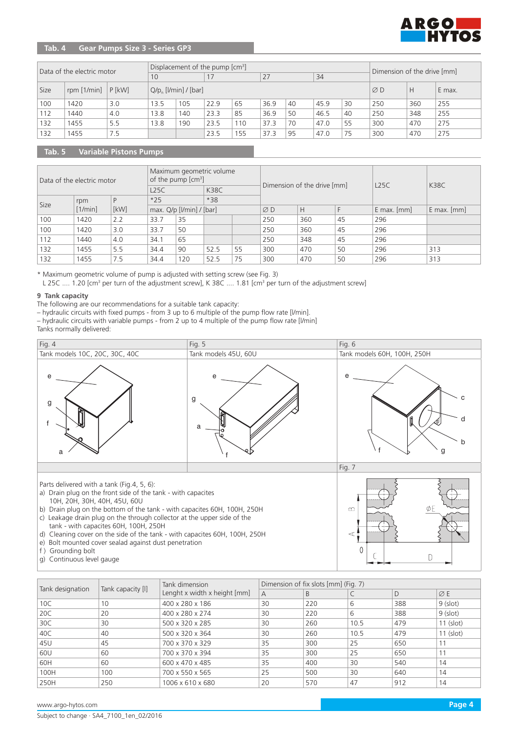## Tab. 4 Gear Pumps Size 3 - Series GP3

| Data of the electric motor | | | Displacement of the pump [cm³] | | | | | | | | Dimension of the drive [mm] | | |
|---|---|---|---|---|---|---|---|---|---|---|---|---|---|
| | | | 10 | | 17 | | 27 | | 34 | | | | |
| Size | rpm [1/min] | P [kW] | $Q/p_h$ [l/min] / [bar] | | | | | | | | ∅ D | H | E max. |
| 100 | 1420 | 3.0 | 13.5 | 105 | 22.9 | 65 | 36.9 | 40 | 45.9 | 30 | 250 | 360 | 255 |
| 112 | 1440 | 4.0 | 13.8 | 140 | 23.3 | 85 | 36.9 | 50 | 46.5 | 40 | 250 | 348 | 255 |
| 132 | 1455 | 5.5 | 13.8 | 190 | 23.5 | 110 | 37.3 | 70 | 47.0 | 55 | 300 | 470 | 275 |
| 132 | 1455 | 7.5 | | | 23.5 | 155 | 37.3 | 95 | 47.0 | 75 | 300 | 470 | 275 |

## Tab. 5 Variable Pistons Pumps

| Data of the electric motor | | | Maximum geometric volume of the pump [cm³] | | | | Dimension of the drive [mm] | | | L25C | K38C |
|---|---|---|---|---|---|---|---|---|---|---|---|
| | | | L25C | | K38C | | | | | | |
| Size | rpm [1/min] | P [kW] | *25 | | *38 | | | | | | |
| | | | max. Q/p [l/min] / [bar] | | | | ∅ D | H | F | E max. [mm] | E max. [mm] |
| 100 | 1420 | 2.2 | 33.7 | 35 | | | 250 | 360 | 45 | 296 | |
| 100 | 1420 | 3.0 | 33.7 | 50 | | | 250 | 360 | 45 | 296 | |
| 112 | 1440 | 4.0 | 34.1 | 65 | | | 250 | 348 | 45 | 296 | |
| 132 | 1455 | 5.5 | 34.4 | 90 | 52.5 | 55 | 300 | 470 | 50 | 296 | 313 |
| 132 | 1455 | 7.5 | 34.4 | 120 | 52.5 | 75 | 300 | 470 | 50 | 296 | 313 |

* Maximum geometric volume of pump is adjusted with setting screw (see Fig. 3)
L 25C .... 1.20 [cm³ per turn of the adjustment screw], K 38C .... 1.81 [cm³ per turn of the adjustment screw]

### 9 Tank capacity

The following are our recommendations for a suitable tank capacity:
– hydraulic circuits with fixed pumps - from 3 up to 6 multiple of the pump flow rate [l/min].
– hydraulic circuits with variable pumps - from 2 up to 4 multiple of the pump flow rate [l/min]
Tanks normally delivered:

Fig. 4 — Tank models 10C, 20C, 30C, 40C

Fig. 5 — Tank models 45U, 60U

Fig. 6 — Tank models 60H, 100H, 250H

Fig. 7

Parts delivered with a tank (Fig.4, 5, 6):
a) Drain plug on the front side of the tank - with capacites 10H, 20H, 30H, 40H, 45U, 60U
b) Drain plug on the bottom of the tank - with capacites 60H, 100H, 250H
c) Leakage drain plug on the through collector at the upper side of the tank - with capacites 60H, 100H, 250H
d) Cleaning cover on the side of the tank - with capacites 60H, 100H, 250H
e) Bolt mounted cover sealad against dust penetration
f) Grounding bolt
g) Continuous level gauge

| Tank designation | Tank capacity [l] | Tank dimension Lenght x width x height [mm] | Dimension of fix slots [mm] (Fig. 7) | | | | |
|---|---|---|---|---|---|---|---|
| | | | A | B | C | D | ∅ E |
| 10C | 10 | 400 x 280 x 186 | 30 | 220 | 6 | 388 | 9 (slot) |
| 20C | 20 | 400 x 280 x 274 | 30 | 220 | 6 | 388 | 9 (slot) |
| 30C | 30 | 500 x 320 x 285 | 30 | 260 | 10.5 | 479 | 11 (slot) |
| 40C | 40 | 500 x 320 x 364 | 30 | 260 | 10.5 | 479 | 11 (slot) |
| 45U | 45 | 700 x 370 x 329 | 35 | 300 | 25 | 650 | 11 |
| 60U | 60 | 700 x 370 x 394 | 35 | 300 | 25 | 650 | 11 |
| 60H | 60 | 600 x 470 x 485 | 35 | 400 | 30 | 540 | 14 |
| 100H | 100 | 700 x 550 x 565 | 25 | 500 | 30 | 640 | 14 |
| 250H | 250 | 1006 x 610 x 680 | 20 | 570 | 47 | 912 | 14 |

www.argo-hytos.com
Subject to change · SA4_7100_1en_02/2016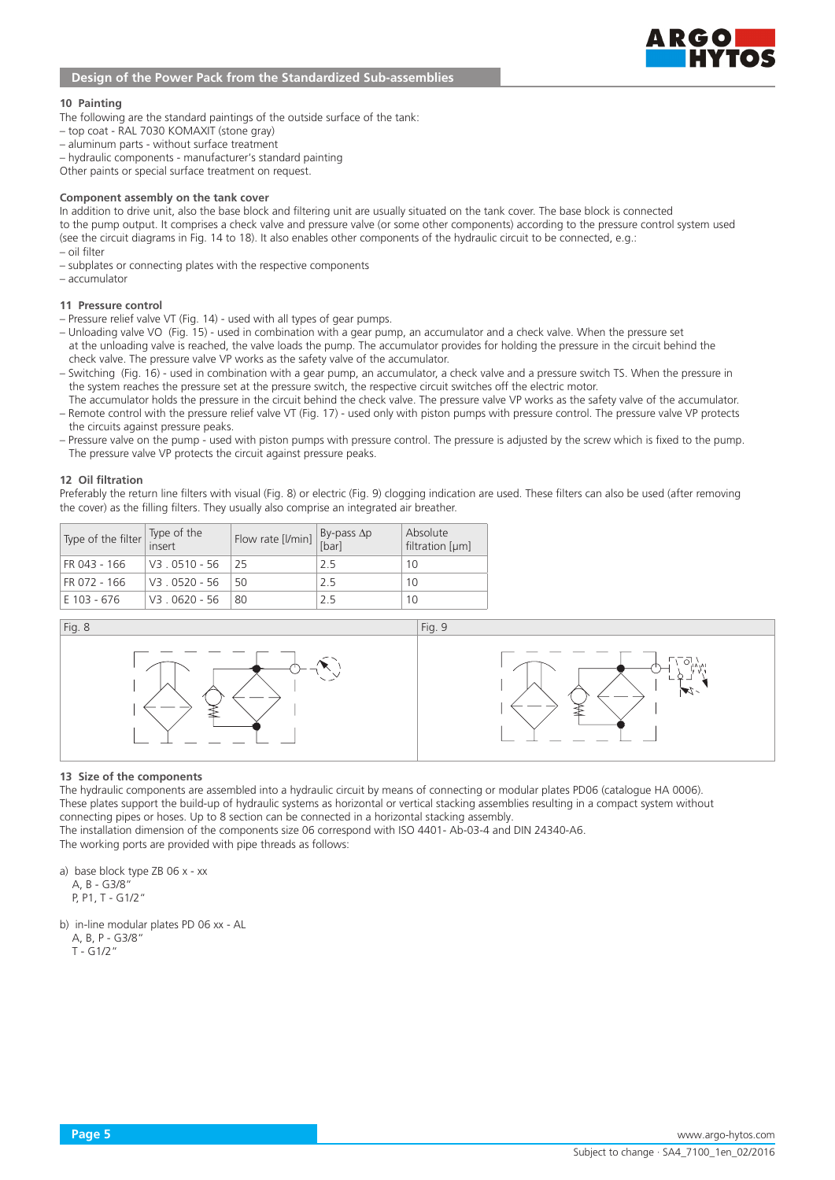## Design of the Power Pack from the Standardized Sub-assemblies

### 10 Painting

The following are the standard paintings of the outside surface of the tank:
- top coat - RAL 7030 KOMAXIT (stone gray)
- aluminum parts - without surface treatment
- hydraulic components - manufacturer's standard painting

Other paints or special surface treatment on request.

### Component assembly on the tank cover

In addition to drive unit, also the base block and filtering unit are usually situated on the tank cover. The base block is connected to the pump output. It comprises a check valve and pressure valve (or some other components) according to the pressure control system used (see the circuit diagrams in Fig. 14 to 18). It also enables other components of the hydraulic circuit to be connected, e.g.:
- oil filter
- subplates or connecting plates with the respective components
- accumulator

### 11 Pressure control

- Pressure relief valve VT (Fig. 14) - used with all types of gear pumps.
- Unloading valve VO (Fig. 15) - used in combination with a gear pump, an accumulator and a check valve. When the pressure set at the unloading valve is reached, the valve loads the pump. The accumulator provides for holding the pressure in the circuit behind the check valve. The pressure valve VP works as the safety valve of the accumulator.
- Switching (Fig. 16) - used in combination with a gear pump, an accumulator, a check valve and a pressure switch TS. When the pressure in the system reaches the pressure set at the pressure switch, the respective circuit switches off the electric motor. The accumulator holds the pressure in the circuit behind the check valve. The pressure valve VP works as the safety valve of the accumulator.
- Remote control with the pressure relief valve VT (Fig. 17) - used only with piston pumps with pressure control. The pressure valve VP protects the circuits against pressure peaks.
- Pressure valve on the pump - used with piston pumps with pressure control. The pressure is adjusted by the screw which is fixed to the pump. The pressure valve VP protects the circuit against pressure peaks.

### 12 Oil filtration

Preferably the return line filters with visual (Fig. 8) or electric (Fig. 9) clogging indication are used. These filters can also be used (after removing the cover) as the filling filters. They usually also comprise an integrated air breather.

| Type of the filter | Type of the insert | Flow rate [l/min] | By-pass $\Delta p$ [bar] | Absolute filtration [µm] |
|---|---|---|---|---|
| FR 043 - 166 | V3 . 0510 - 56 | 25 | 2.5 | 10 |
| FR 072 - 166 | V3 . 0520 - 56 | 50 | 2.5 | 10 |
| E 103 - 676 | V3 . 0620 - 56 | 80 | 2.5 | 10 |

Fig. 8

Fig. 9

### 13 Size of the components

The hydraulic components are assembled into a hydraulic circuit by means of connecting or modular plates PD06 (catalogue HA 0006). These plates support the build-up of hydraulic systems as horizontal or vertical stacking assemblies resulting in a compact system without connecting pipes or hoses. Up to 8 section can be connected in a horizontal stacking assembly.
The installation dimension of the components size 06 correspond with ISO 4401- Ab-03-4 and DIN 24340-A6.
The working ports are provided with pipe threads as follows:

a) base block type ZB 06 x - xx
   A, B - G3/8"
   P, P1, T - G1/2"

b) in-line modular plates PD 06 xx - AL
   A, B, P - G3/8"
   T - G1/2"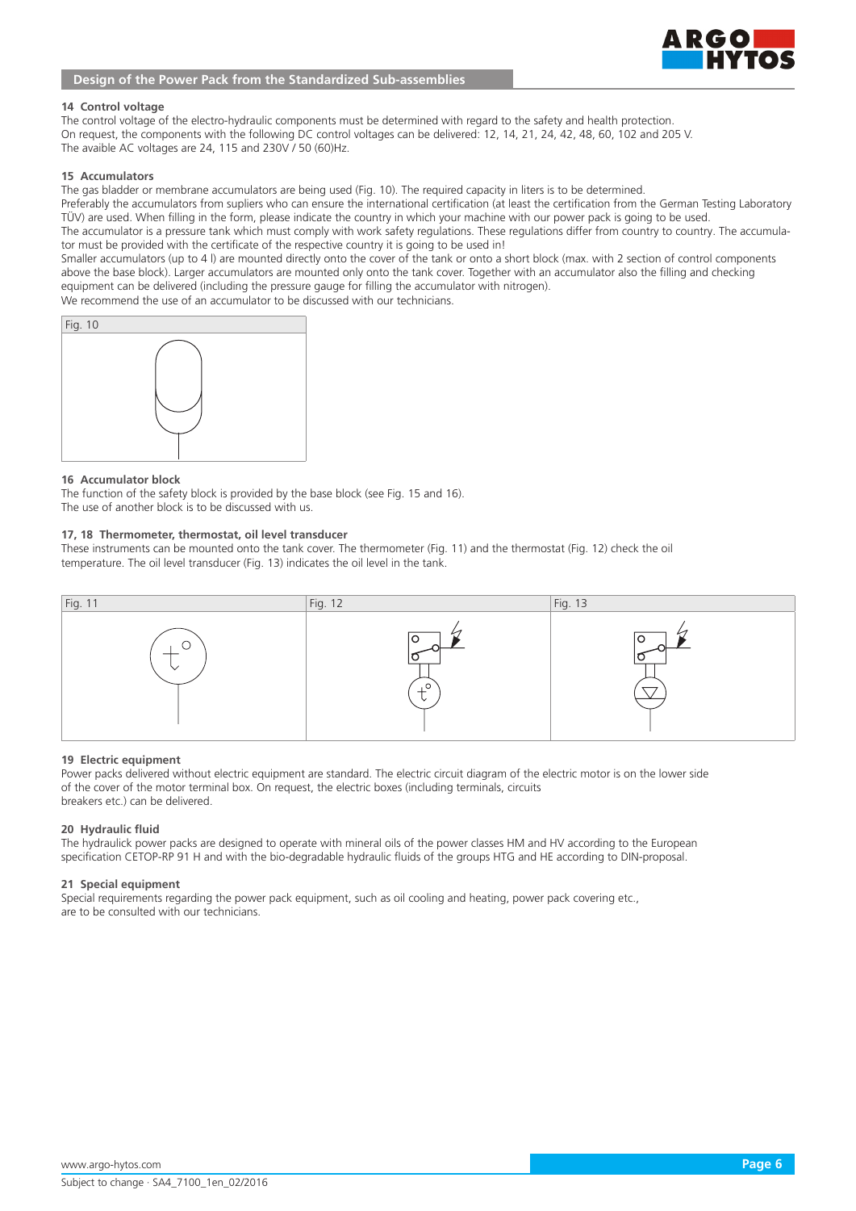## 14 Control voltage

The control voltage of the electro-hydraulic components must be determined with regard to the safety and health protection.
On request, the components with the following DC control voltages can be delivered: 12, 14, 21, 24, 42, 48, 60, 102 and 205 V.
The avaible AC voltages are 24, 115 and 230V / 50 (60)Hz.

## 15 Accumulators

The gas bladder or membrane accumulators are being used (Fig. 10). The required capacity in liters is to be determined.
Preferably the accumulators from supliers who can ensure the international certification (at least the certification from the German Testing Laboratory TÜV) are used. When filling in the form, please indicate the country in which your machine with our power pack is going to be used.
The accumulator is a pressure tank which must comply with work safety regulations. These regulations differ from country to country. The accumulator must be provided with the certificate of the respective country it is going to be used in!
Smaller accumulators (up to 4 l) are mounted directly onto the cover of the tank or onto a short block (max. with 2 section of control components above the base block). Larger accumulators are mounted only onto the tank cover. Together with an accumulator also the filling and checking equipment can be delivered (including the pressure gauge for filling the accumulator with nitrogen).
We recommend the use of an accumulator to be discussed with our technicians.

Fig. 10

## 16 Accumulator block

The function of the safety block is provided by the base block (see Fig. 15 and 16).
The use of another block is to be discussed with us.

## 17, 18 Thermometer, thermostat, oil level transducer

These instruments can be mounted onto the tank cover. The thermometer (Fig. 11) and the thermostat (Fig. 12) check the oil temperature. The oil level transducer (Fig. 13) indicates the oil level in the tank.

Fig. 11

Fig. 12

Fig. 13

## 19 Electric equipment

Power packs delivered without electric equipment are standard. The electric circuit diagram of the electric motor is on the lower side of the cover of the motor terminal box. On request, the electric boxes (including terminals, circuits breakers etc.) can be delivered.

## 20 Hydraulic fluid

The hydraulick power packs are designed to operate with mineral oils of the power classes HM and HV according to the European specification CETOP-RP 91 H and with the bio-degradable hydraulic fluids of the groups HTG and HE according to DIN-proposal.

## 21 Special equipment

Special requirements regarding the power pack equipment, such as oil cooling and heating, power pack covering etc., are to be consulted with our technicians.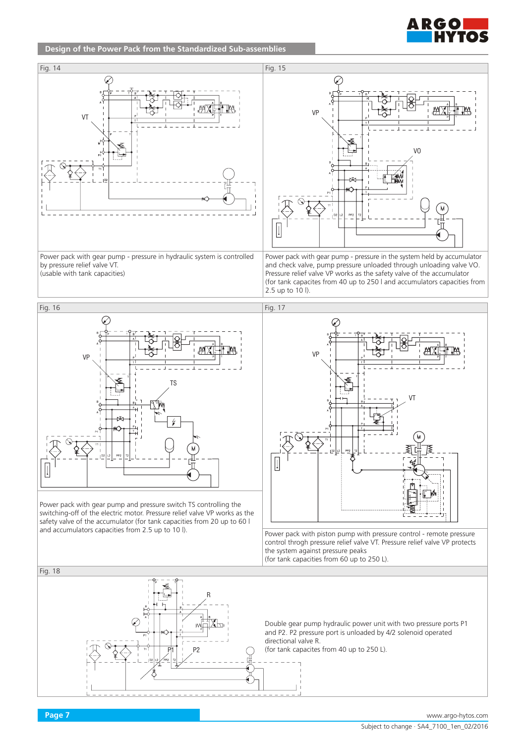## Design of the Power Pack from the Standardized Sub-assemblies

**Fig. 14**

Power pack with gear pump - pressure in hydraulic system is controlled by pressure relief valve VT.
(usable with tank capacities)

**Fig. 15**

Power pack with gear pump - pressure in the system held by accumulator and check valve, pump pressure unloaded through unloading valve VO. Pressure relief valve VP works as the safety valve of the accumulator
(for tank capacities from 40 up to 250 l and accumulators capacities from 2.5 up to 10 l).

**Fig. 16**

Power pack with gear pump and pressure switch TS controlling the switching-off of the electric motor. Pressure relief valve VP works as the safety valve of the accumulator (for tank capacities from 20 up to 60 l and accumulators capacities from 2.5 up to 10 l).

**Fig. 17**

Power pack with piston pump with pressure control - remote pressure control throgh pressure relief valve VT. Pressure relief valve VP protects the system against pressure peaks
(for tank capacities from 60 up to 250 L).

**Fig. 18**

Double gear pump hydraulic power unit with two pressure ports P1 and P2. P2 pressure port is unloaded by 4/2 solenoid operated directional valve R.
(for tank capacites from 40 up to 250 L).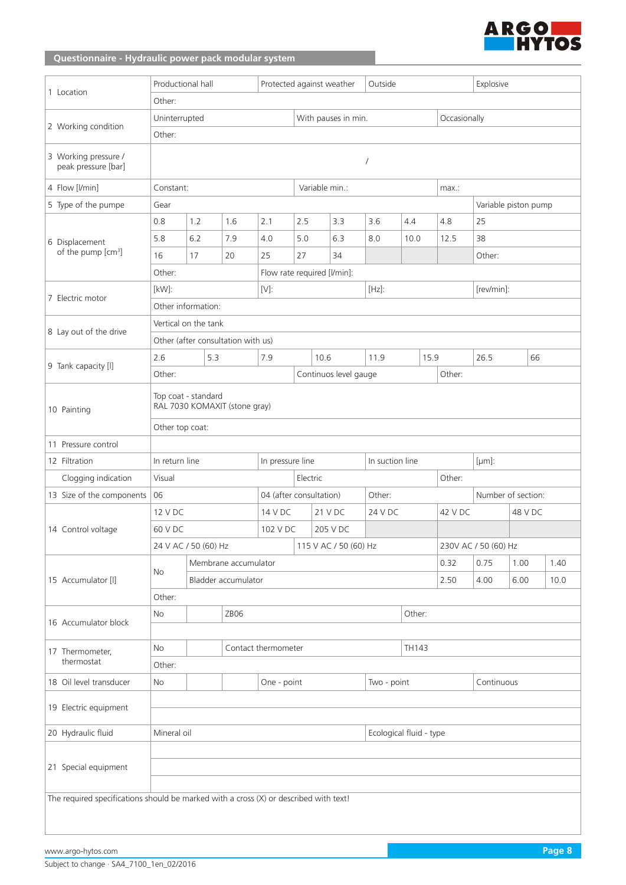## Questionnaire - Hydraulic power pack modular system

| | | | | | | | | | | | |
|---|---|---|---|---|---|---|---|---|---|---|---|
| 1 Location | Productional hall | | | Protected against weather | | | Outside | | | Explosive | |
| | Other: | | | | | | | | | | |
| 2 Working condition | Uninterrupted | | | | With pauses in min. | | | | Occasionally | | |
| | Other: | | | | | | | | | | |
| 3 Working pressure / peak pressure [bar] | / | | | | | | | | | | |
| 4 Flow [l/min] | Constant: | | | | Variable min.: | | | | max.: | | |
| 5 Type of the pumpe | Gear | | | | | | | | | Variable piston pump | |
| 6 Displacement of the pump [cm³] | 0.8 | 1.2 | 1.6 | 2.1 | 2.5 | 3.3 | 3.6 | 4.4 | 4.8 | 25 | |
| | 5.8 | 6.2 | 7.9 | 4.0 | 5.0 | 6.3 | 8.0 | 10.0 | 12.5 | 38 | |
| | 16 | 17 | 20 | 25 | 27 | 34 | | | | Other: | |
| | Other: | | | Flow rate required [l/min]: | | | | | | | |
| 7 Electric motor | [kW]: | | | [V]: | | | [Hz]: | | | [rev/min]: | |
| | Other information: | | | | | | | | | | |
| 8 Lay out of the drive | Vertical on the tank | | | | | | | | | | |
| | Other (after consultation with us) | | | | | | | | | | |
| 9 Tank capacity [l] | 2.6 | | 5.3 | 7.9 | | 10.6 | 11.9 | | 15.9 | 26.5 | 66 |
| | Other: | | | | Continuos level gauge | | | | Other: | | |
| 10 Painting | Top coat - standard RAL 7030 KOMAXIT (stone gray) | | | | | | | | | | |
| | Other top coat: | | | | | | | | | | |
| 11 Pressure control | | | | | | | | | | | |
| 12 Filtration | In return line | | | In pressure line | | | In suction line | | | [μm]: | |
| Clogging indication | Visual | | | | Electric | | | | Other: | | |
| 13 Size of the components | 06 | | | 04 (after consultation) | | | Other: | | | Number of section: | |
| 14 Control voltage | 12 V DC | | | 14 V DC | | 21 V DC | 24 V DC | | 42 V DC | | 48 V DC |
| | 60 V DC | | | 102 V DC | | 205 V DC | | | | | |
| | 24 V AC / 50 (60) Hz | | | | 115 V AC / 50 (60) Hz | | | | 230V AC / 50 (60) Hz | | |
| 15 Accumulator [l] | No | Membrane accumulator | | | | | | | 0.32 | 0.75 | 1.00 | 1.40 |
| | | Bladder accumulator | | | | | | | 2.50 | 4.00 | 6.00 | 10.0 |
| | Other: | | | | | | | | | | |
| 16 Accumulator block | No | | ZB06 | | | | | Other: | | | |
| | | | | | | | | | | | |
| 17 Thermometer, thermostat | No | | Contact thermometer | | | | | TH143 | | | |
| | Other: | | | | | | | | | | |
| 18 Oil level transducer | No | | | One - point | | | Two - point | | | Continuous | |
| 19 Electric equipment | | | | | | | | | | | |
| | | | | | | | | | | | |
| 20 Hydraulic fluid | Mineral oil | | | | | | Ecological fluid - type | | | | |
| 21 Special equipment | | | | | | | | | | | |
| | | | | | | | | | | | |
| | | | | | | | | | | | |

The required specifications should be marked with a cross (X) or described with text!

www.argo-hytos.com

Subject to change · SA4_7100_1en_02/2016